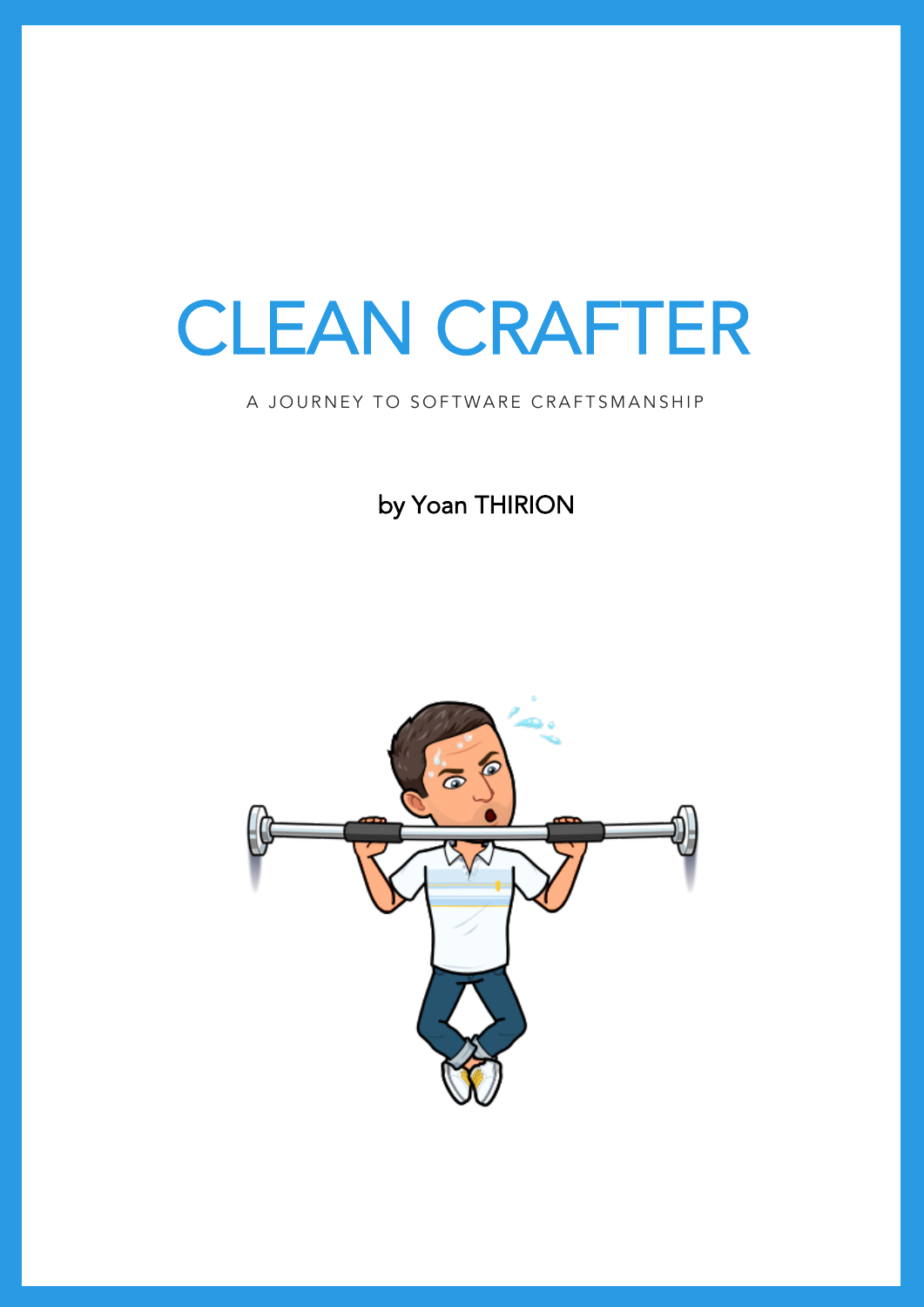# CLEAN CRAFTER

A JOURNEY TO SOFTWARE CRAFTSMANSHIP

by Yoan THIRION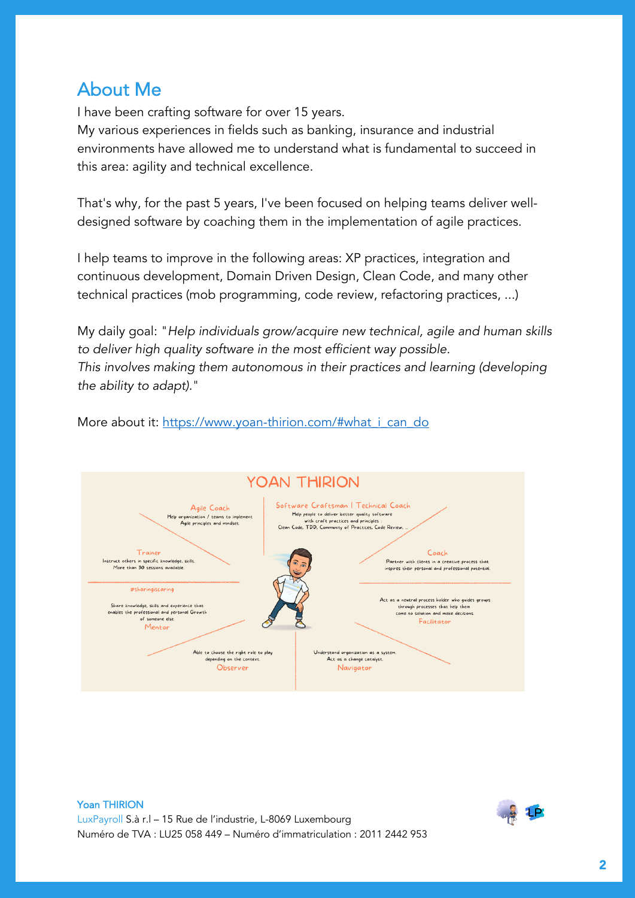## About Me

I have been crafting software for over 15 years.
My various experiences in fields such as banking, insurance and industrial environments have allowed me to understand what is fundamental to succeed in this area: agility and technical excellence.

That's why, for the past 5 years, I've been focused on helping teams deliver well-designed software by coaching them in the implementation of agile practices.

I help teams to improve in the following areas: XP practices, integration and continuous development, Domain Driven Design, Clean Code, and many other technical practices (mob programming, code review, refactoring practices, ...)

My daily goal: "*Help individuals grow/acquire new technical, agile and human skills to deliver high quality software in the most efficient way possible.*
*This involves making them autonomous in their practices and learning (developing the ability to adapt).*"

More about it: [https://www.yoan-thirion.com/#what_i_can_do](https://www.yoan-thirion.com/#what_i_can_do)

YOAN THIRION

**Agile Coach**
Help organization / teams to implement Agile principles and mindset.

**Software Craftsman | Technical Coach**
Help people to deliver better quality software with craft practices and principles : Clean Code, TDD, Community of Practices, Code Review, ...

**Trainer**
Instruct others in specific knowledge, skills. More than 30 sessions available.

**Coach**
Partner with clients in a creative process that inspires their personal and professional potential.

#sharingiscaring

**Mentor**
Share knowledge, skills and experience that enables the professional and personal Growth of someone else.

**Facilitator**
Act as a neutral process holder who guides groups through processes that help them come to solution and make decisions.

**Observer**
Able to choose the right role to play depending on the context.

**Navigator**
Understand organization as a system. Act as a change catalyst.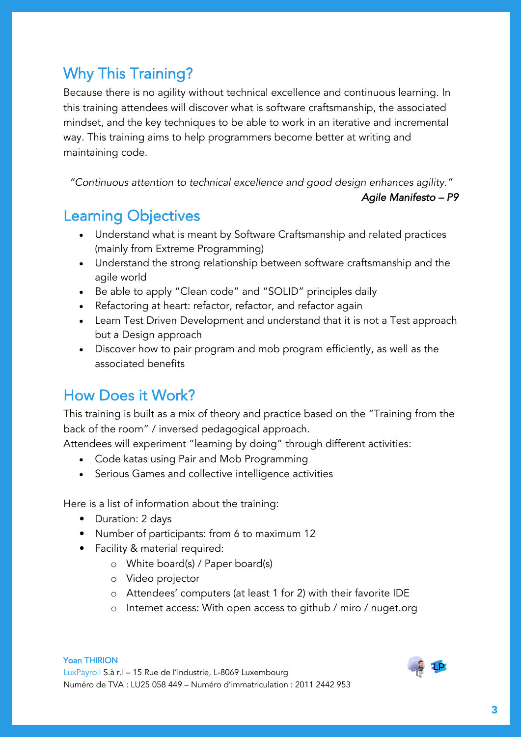## Why This Training?

Because there is no agility without technical excellence and continuous learning. In this training attendees will discover what is software craftsmanship, the associated mindset, and the key techniques to be able to work in an iterative and incremental way. This training aims to help programmers become better at writing and maintaining code.

> *"Continuous attention to technical excellence and good design enhances agility."*
>
> *Agile Manifesto – P9*

## Learning Objectives

- Understand what is meant by Software Craftsmanship and related practices (mainly from Extreme Programming)
- Understand the strong relationship between software craftsmanship and the agile world
- Be able to apply "Clean code" and "SOLID" principles daily
- Refactoring at heart: refactor, refactor, and refactor again
- Learn Test Driven Development and understand that it is not a Test approach but a Design approach
- Discover how to pair program and mob program efficiently, as well as the associated benefits

## How Does it Work?

This training is built as a mix of theory and practice based on the "Training from the back of the room" / inversed pedagogical approach.

Attendees will experiment "learning by doing" through different activities:

- Code katas using Pair and Mob Programming
- Serious Games and collective intelligence activities

Here is a list of information about the training:

- Duration: 2 days
- Number of participants: from 6 to maximum 12
- Facility & material required:
  - White board(s) / Paper board(s)
  - Video projector
  - Attendees' computers (at least 1 for 2) with their favorite IDE
  - Internet access: With open access to github / miro / nuget.org

Yoan THIRION
LuxPayroll S.à r.l – 15 Rue de l'industrie, L-8069 Luxembourg
Numéro de TVA : LU25 058 449 – Numéro d'immatriculation : 2011 2442 953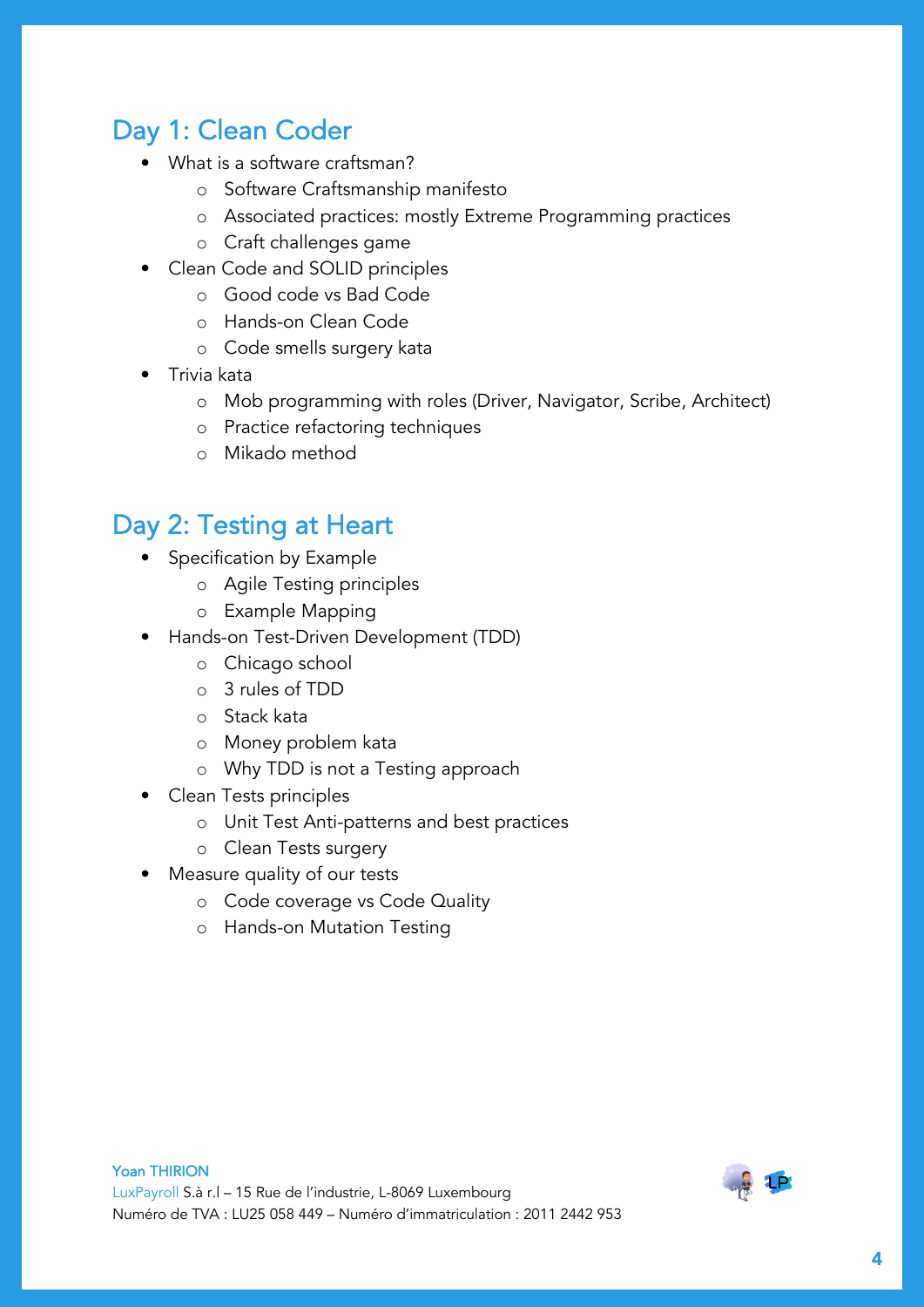## Day 1: Clean Coder

- What is a software craftsman?
  - Software Craftsmanship manifesto
  - Associated practices: mostly Extreme Programming practices
  - Craft challenges game
- Clean Code and SOLID principles
  - Good code vs Bad Code
  - Hands-on Clean Code
  - Code smells surgery kata
- Trivia kata
  - Mob programming with roles (Driver, Navigator, Scribe, Architect)
  - Practice refactoring techniques
  - Mikado method

## Day 2: Testing at Heart

- Specification by Example
  - Agile Testing principles
  - Example Mapping
- Hands-on Test-Driven Development (TDD)
  - Chicago school
  - 3 rules of TDD
  - Stack kata
  - Money problem kata
  - Why TDD is not a Testing approach
- Clean Tests principles
  - Unit Test Anti-patterns and best practices
  - Clean Tests surgery
- Measure quality of our tests
  - Code coverage vs Code Quality
  - Hands-on Mutation Testing

Yoan THIRION
LuxPayroll S.à r.l – 15 Rue de l'industrie, L-8069 Luxembourg
Numéro de TVA : LU25 058 449 – Numéro d'immatriculation : 2011 2442 953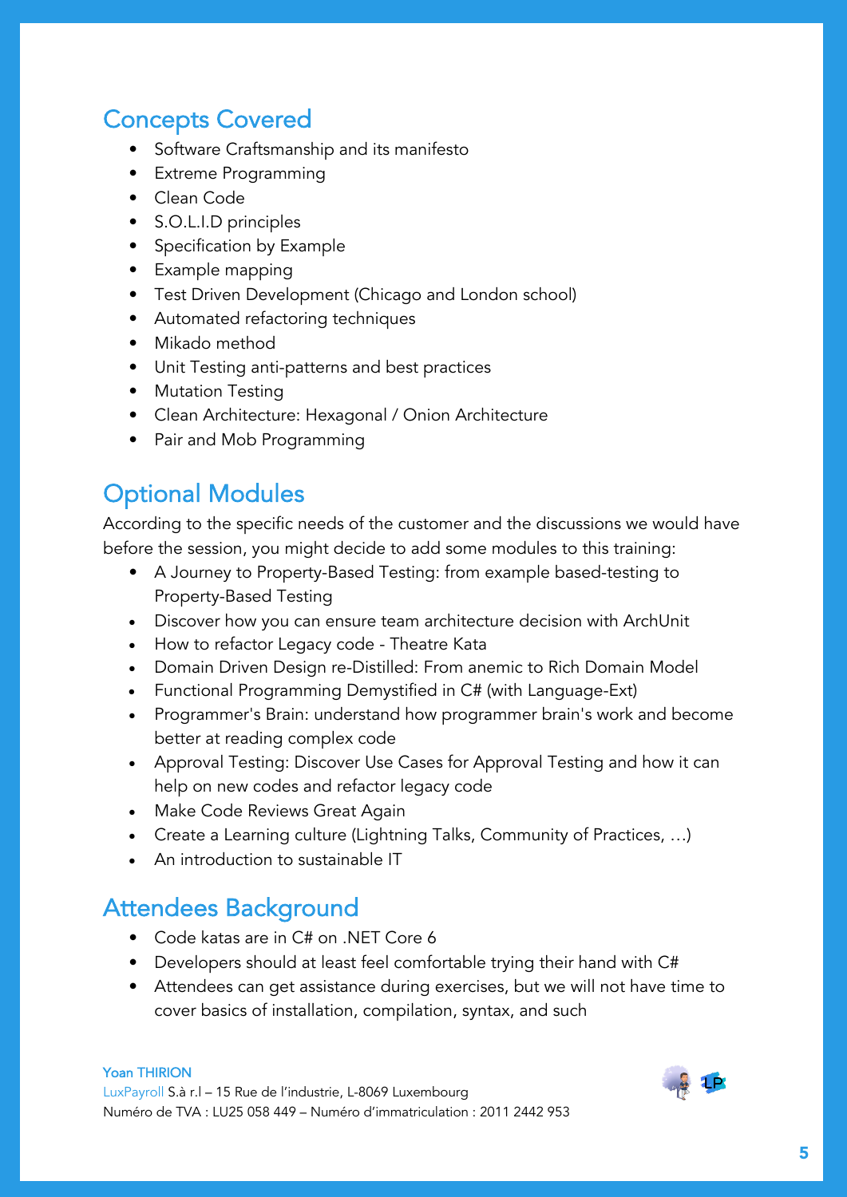## Concepts Covered

- Software Craftsmanship and its manifesto
- Extreme Programming
- Clean Code
- S.O.L.I.D principles
- Specification by Example
- Example mapping
- Test Driven Development (Chicago and London school)
- Automated refactoring techniques
- Mikado method
- Unit Testing anti-patterns and best practices
- Mutation Testing
- Clean Architecture: Hexagonal / Onion Architecture
- Pair and Mob Programming

## Optional Modules

According to the specific needs of the customer and the discussions we would have before the session, you might decide to add some modules to this training:

- A Journey to Property-Based Testing: from example based-testing to Property-Based Testing
- Discover how you can ensure team architecture decision with ArchUnit
- How to refactor Legacy code - Theatre Kata
- Domain Driven Design re-Distilled: From anemic to Rich Domain Model
- Functional Programming Demystified in C# (with Language-Ext)
- Programmer's Brain: understand how programmer brain's work and become better at reading complex code
- Approval Testing: Discover Use Cases for Approval Testing and how it can help on new codes and refactor legacy code
- Make Code Reviews Great Again
- Create a Learning culture (Lightning Talks, Community of Practices, …)
- An introduction to sustainable IT

## Attendees Background

- Code katas are in C# on .NET Core 6
- Developers should at least feel comfortable trying their hand with C#
- Attendees can get assistance during exercises, but we will not have time to cover basics of installation, compilation, syntax, and such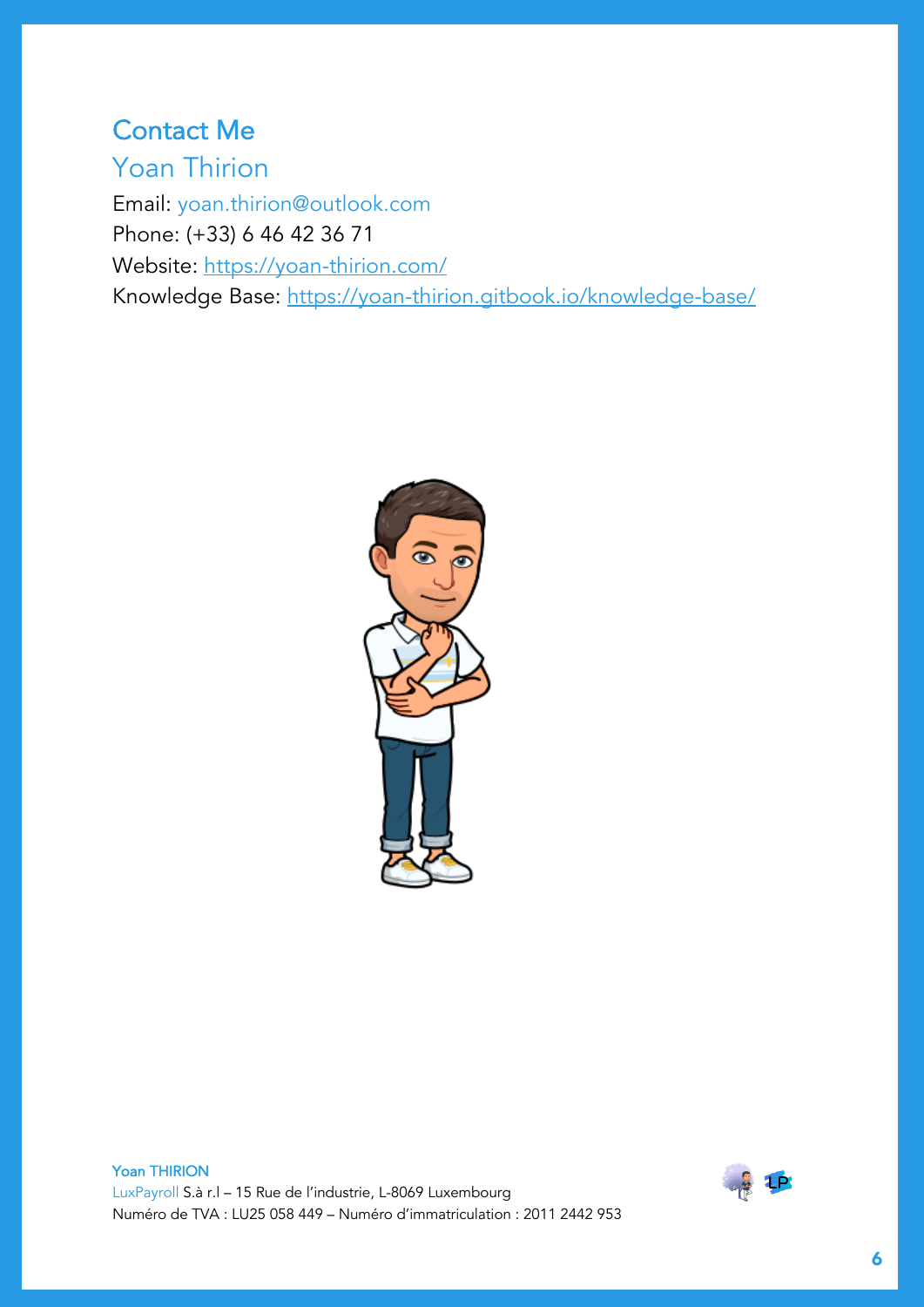## Contact Me

### Yoan Thirion

Email: yoan.thirion@outlook.com
Phone: (+33) 6 46 42 36 71
Website: https://yoan-thirion.com/
Knowledge Base: https://yoan-thirion.gitbook.io/knowledge-base/